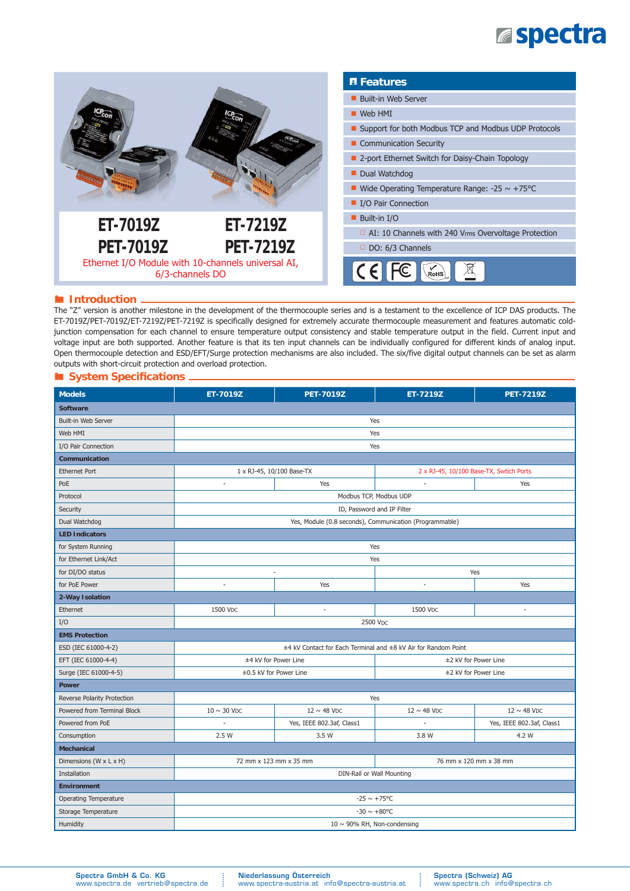# ET-7019Z / PET-7019Z / ET-7219Z / PET-7219Z

Ethernet I/O Module with 10-channels universal AI, 6/3-channels DO

## Features

- Built-in Web Server
- Web HMI
- Support for both Modbus TCP and Modbus UDP Protocols
- Communication Security
- 2-port Ethernet Switch for Daisy-Chain Topology
- Dual Watchdog
- Wide Operating Temperature Range: -25 ~ +75°C
- I/O Pair Connection
- Built-in I/O
  - AI: 10 Channels with 240 Vrms Overvoltage Protection
  - DO: 6/3 Channels

## Introduction

The "Z" version is another milestone in the development of the thermocouple series and is a testament to the excellence of ICP DAS products. The ET-7019Z/PET-7019Z/ET-7219Z/PET-7219Z is specifically designed for extremely accurate thermocouple measurement and features automatic cold-junction compensation for each channel to ensure temperature output consistency and stable temperature output in the field. Current input and voltage input are both supported. Another feature is that its ten input channels can be individually configured for different kinds of analog input. Open thermocouple detection and ESD/EFT/Surge protection mechanisms are also included. The six/five digital output channels can be set as alarm outputs with short-circuit protection and overload protection.

## System Specifications

| Models | ET-7019Z | PET-7019Z | ET-7219Z | PET-7219Z |
|---|---|---|---|---|
| **Software** | | | | |
| Built-in Web Server | Yes | | | |
| Web HMI | Yes | | | |
| I/O Pair Connection | Yes | | | |
| **Communication** | | | | |
| Ethernet Port | 1 x RJ-45, 10/100 Base-TX | | 2 x RJ-45, 10/100 Base-TX, Swtich Ports | |
| PoE | - | Yes | - | Yes |
| Protocol | Modbus TCP, Modbus UDP | | | |
| Security | ID, Password and IP Filter | | | |
| Dual Watchdog | Yes, Module (0.8 seconds), Communication (Programmable) | | | |
| **LED Indicators** | | | | |
| for System Running | Yes | | | |
| for Ethernet Link/Act | Yes | | | |
| for DI/DO status | - | | Yes | |
| for PoE Power | - | Yes | - | Yes |
| **2-Way Isolation** | | | | |
| Ethernet | 1500 VDC | - | 1500 VDC | - |
| I/O | 2500 VDC | | | |
| **EMS Protection** | | | | |
| ESD (IEC 61000-4-2) | ±4 kV Contact for Each Terminal and ±8 kV Air for Random Point | | | |
| EFT (IEC 61000-4-4) | ±4 kV for Power Line | | ±2 kV for Power Line | |
| Surge (IEC 61000-4-5) | ±0.5 kV for Power Line | | ±2 kV for Power Line | |
| **Power** | | | | |
| Reverse Polarity Protection | Yes | | | |
| Powered from Terminal Block | 10 ~ 30 VDC | 12 ~ 48 VDC | 12 ~ 48 VDC | 12 ~ 48 VDC |
| Powered from PoE | - | Yes, IEEE 802.3af, Class1 | - | Yes, IEEE 802.3af, Class1 |
| Consumption | 2.5 W | 3.5 W | 3.8 W | 4.2 W |
| **Mechanical** | | | | |
| Dimensions (W x L x H) | 72 mm x 123 mm x 35 mm | | 76 mm x 120 mm x 38 mm | |
| Installation | DIN-Rail or Wall Mounting | | | |
| **Environment** | | | | |
| Operating Temperature | -25 ~ +75°C | | | |
| Storage Temperature | -30 ~ +80°C | | | |
| Humidity | 10 ~ 90% RH, Non-condensing | | | |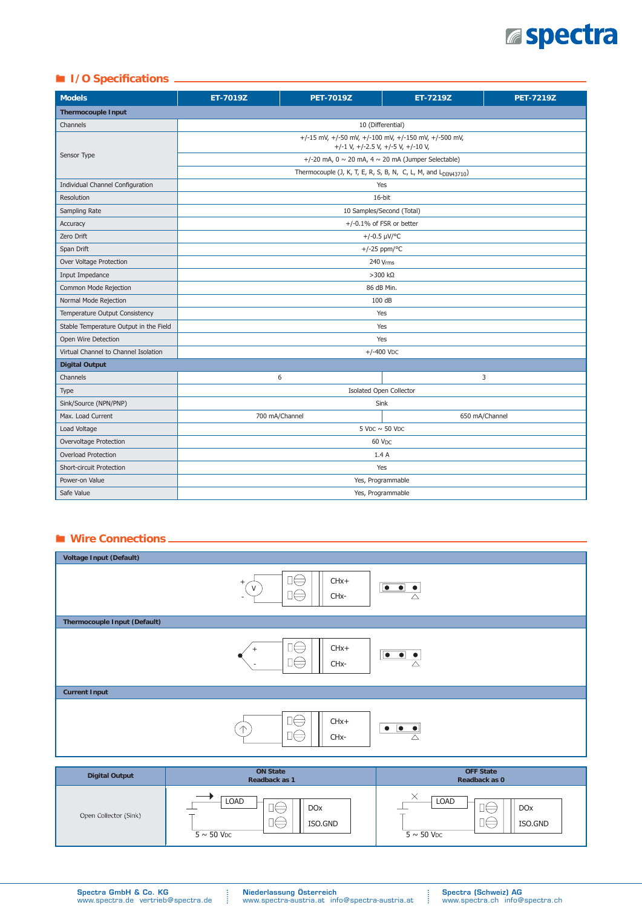## I/O Specifications

| Models | ET-7019Z | PET-7019Z | ET-7219Z | PET-7219Z |
|---|---|---|---|---|
| **Thermocouple Input** | | | | |
| Channels | 10 (Differential) | | | |
| Sensor Type | +/-15 mV, +/-50 mV, +/-100 mV, +/-150 mV, +/-500 mV, +/-1 V, +/-2.5 V, +/-5 V, +/-10 V, | | | |
| | +/-20 mA, 0 ~ 20 mA, 4 ~ 20 mA (Jumper Selectable) | | | |
| | Thermocouple (J, K, T, E, R, S, B, N, C, L, M, and $L_{DIN43710}$) | | | |
| Individual Channel Configuration | Yes | | | |
| Resolution | 16-bit | | | |
| Sampling Rate | 10 Samples/Second (Total) | | | |
| Accuracy | +/-0.1% of FSR or better | | | |
| Zero Drift | +/-0.5 μV/°C | | | |
| Span Drift | +/-25 ppm/°C | | | |
| Over Voltage Protection | 240 $V_{rms}$ | | | |
| Input Impedance | >300 kΩ | | | |
| Common Mode Rejection | 86 dB Min. | | | |
| Normal Mode Rejection | 100 dB | | | |
| Temperature Output Consistency | Yes | | | |
| Stable Temperature Output in the Field | Yes | | | |
| Open Wire Detection | Yes | | | |
| Virtual Channel to Channel Isolation | +/-400 $V_{DC}$ | | | |
| **Digital Output** | | | | |
| Channels | 6 | | 3 | |
| Type | Isolated Open Collector | | | |
| Sink/Source (NPN/PNP) | Sink | | | |
| Max. Load Current | 700 mA/Channel | | 650 mA/Channel | |
| Load Voltage | 5 $V_{DC}$ ~ 50 $V_{DC}$ | | | |
| Overvoltage Protection | 60 $V_{DC}$ | | | |
| Overload Protection | 1.4 A | | | |
| Short-circuit Protection | Yes | | | |
| Power-on Value | Yes, Programmable | | | |
| Safe Value | Yes, Programmable | | | |

## Wire Connections

**Voltage Input (Default)**

V (+ / -) → CHx+ / CHx-

**Thermocouple Input (Default)**

+ / - → CHx+ / CHx-

**Current Input**

CHx+ / CHx-

| Digital Output | ON State Readback as 1 | OFF State Readback as 0 |
|---|---|---|
| Open Collector (Sink) | LOAD – DOx, ISO.GND, 5 ~ 50 $V_{DC}$ | LOAD – DOx, ISO.GND, 5 ~ 50 $V_{DC}$ |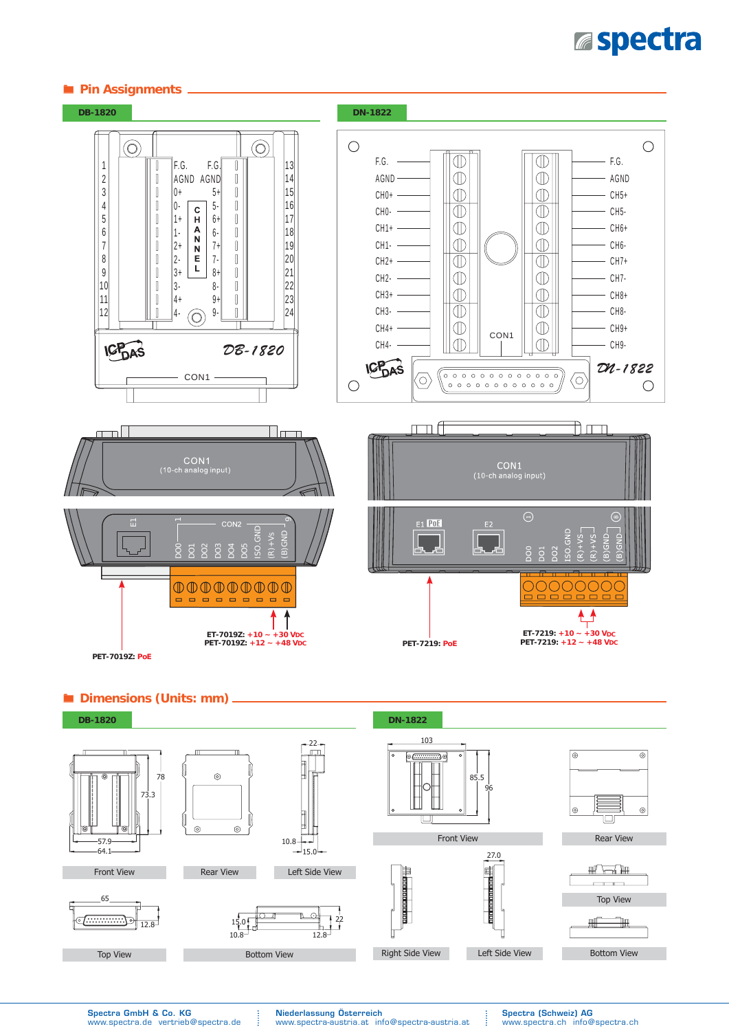## Pin Assignments

### DB-1820

| Pin | Assignment | Assignment | Pin |
|---|---|---|---|
| 1 | F.G. | F.G. | 13 |
| 2 | AGND | AGND | 14 |
| 3 | 0+ | 5+ | 15 |
| 4 | 0- | 5- | 16 |
| 5 | 1+ | 6+ | 17 |
| 6 | 1- | 6- | 18 |
| 7 | 2+ | 7+ | 19 |
| 8 | 2- | 7- | 20 |
| 9 | 3+ | 8+ | 21 |
| 10 | 3- | 8- | 22 |
| 11 | 4+ | 9+ | 23 |
| 12 | 4- | 9- | 24 |

CHANNEL

ICP DAS DB-1820

CON1

### DN-1822

| Left | Right |
|---|---|
| F.G. | F.G. |
| AGND | AGND |
| CH0+ | CH5+ |
| CH0- | CH5- |
| CH1+ | CH6+ |
| CH1- | CH6- |
| CH2+ | CH7+ |
| CH2- | CH7- |
| CH3+ | CH8+ |
| CH3- | CH8- |
| CH4+ | CH9+ |
| CH4- | CH9- |

CON1

ICP DAS DN-1822

CON1 (10-ch analog input)

E1 CON2 1 ... 9: DO0, DO1, DO2, DO3, DO4, DO5, ISO.GND, (R)+Vs, (B)GND

**ET-7019Z:** +10 ~ +30 VDC
**PET-7019Z:** +12 ~ +48 VDC

**PET-7019Z:** PoE

CON1 (10-ch analog input)

E1 PoE, E2, DO0, DO1, DO2, ISO.GND, (R)+VS, (R)+VS, (B)GND, (B)GND

**PET-7219:** PoE

**ET-7219:** +10 ~ +30 VDC
**PET-7219:** +12 ~ +48 VDC

## Dimensions (Units: mm)

### DB-1820

Front View: 78, 73.3, 57.9, 64.1

Rear View

Left Side View: 22, 10.8, 15.0

Top View: 65, 12.8

Bottom View: 15.0, 10.8, 12.8, 22

### DN-1822

Front View: 103, 85.5, 96

Rear View

Top View

Right Side View

Left Side View: 27.0

Bottom View

**Spectra GmbH & Co. KG**
www.spectra.de vertrieb@spectra.de

**Niederlassung Österreich**
www.spectra-austria.at info@spectra-austria.at

**Spectra (Schweiz) AG**
www.spectra.ch info@spectra.ch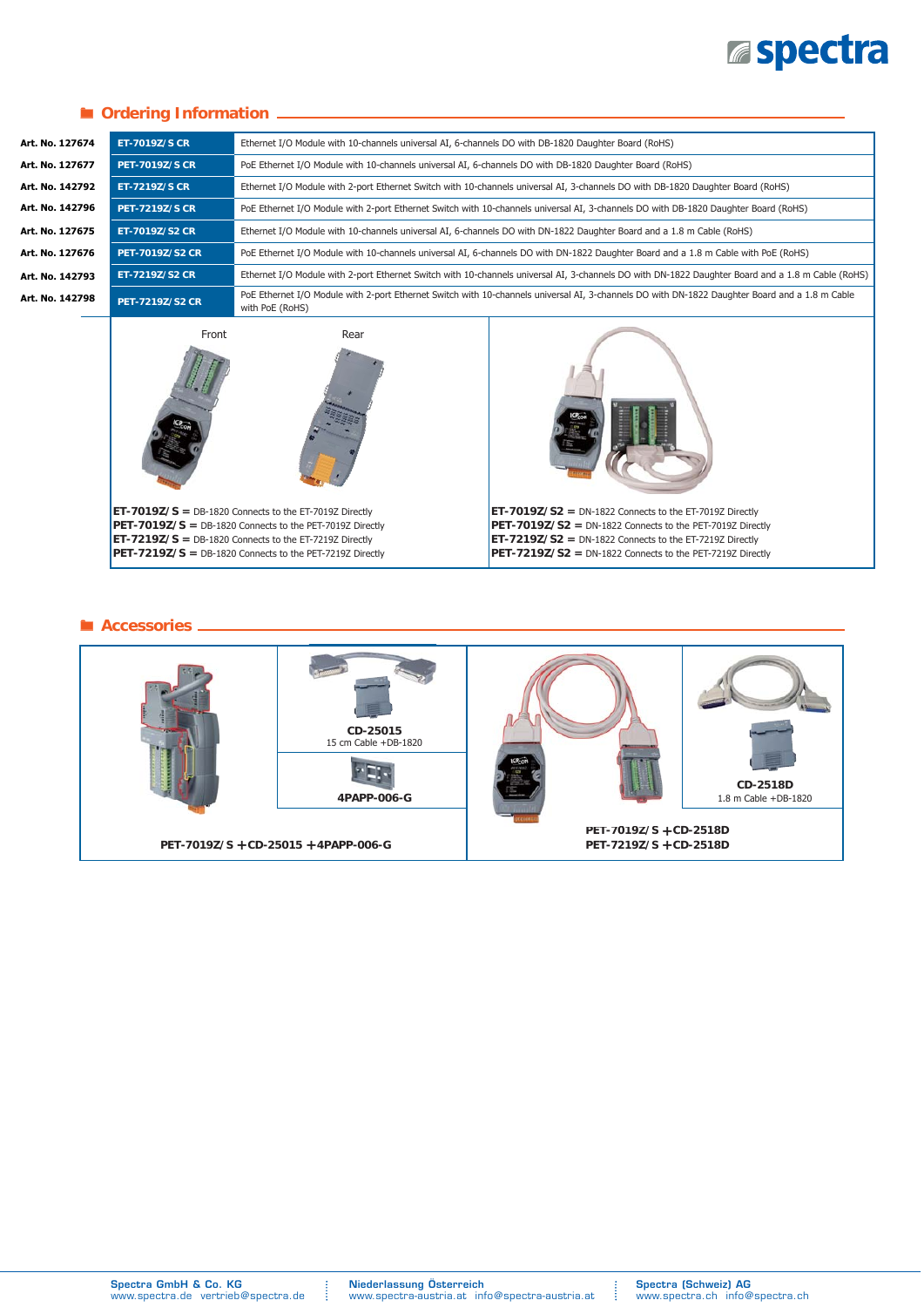## Ordering Information

| | | |
|---|---|---|
| Art. No. 127674 | ET-7019Z/S CR | Ethernet I/O Module with 10-channels universal AI, 6-channels DO with DB-1820 Daughter Board (RoHS) |
| Art. No. 127677 | PET-7019Z/S CR | PoE Ethernet I/O Module with 10-channels universal AI, 6-channels DO with DB-1820 Daughter Board (RoHS) |
| Art. No. 142792 | ET-7219Z/S CR | Ethernet I/O Module with 2-port Ethernet Switch with 10-channels universal AI, 3-channels DO with DB-1820 Daughter Board (RoHS) |
| Art. No. 142796 | PET-7219Z/S CR | PoE Ethernet I/O Module with 2-port Ethernet Switch with 10-channels universal AI, 3-channels DO with DB-1820 Daughter Board (RoHS) |
| Art. No. 127675 | ET-7019Z/S2 CR | Ethernet I/O Module with 10-channels universal AI, 6-channels DO with DN-1822 Daughter Board and a 1.8 m Cable (RoHS) |
| Art. No. 127676 | PET-7019Z/S2 CR | PoE Ethernet I/O Module with 10-channels universal AI, 6-channels DO with DN-1822 Daughter Board and a 1.8 m Cable with PoE (RoHS) |
| Art. No. 142793 | ET-7219Z/S2 CR | Ethernet I/O Module with 2-port Ethernet Switch with 10-channels universal AI, 3-channels DO with DN-1822 Daughter Board and a 1.8 m Cable (RoHS) |
| Art. No. 142798 | PET-7219Z/S2 CR | PoE Ethernet I/O Module with 2-port Ethernet Switch with 10-channels universal AI, 3-channels DO with DN-1822 Daughter Board and a 1.8 m Cable with PoE (RoHS) |

Front Rear

**ET-7019Z/S =** DB-1820 Connects to the ET-7019Z Directly
**PET-7019Z/S =** DB-1820 Connects to the PET-7019Z Directly
**ET-7219Z/S =** DB-1820 Connects to the ET-7219Z Directly
**PET-7219Z/S =** DB-1820 Connects to the PET-7219Z Directly

**ET-7019Z/S2 =** DN-1822 Connects to the ET-7019Z Directly
**PET-7019Z/S2 =** DN-1822 Connects to the PET-7019Z Directly
**ET-7219Z/S2 =** DN-1822 Connects to the ET-7219Z Directly
**PET-7219Z/S2 =** DN-1822 Connects to the PET-7219Z Directly

## Accessories

**CD-25015**
15 cm Cable +DB-1820

**4PAPP-006-G**

**PET-7019Z/S +CD-25015 +4PAPP-006-G**

**CD-2518D**
1.8 m Cable +DB-1820

**PET-7019Z/S +CD-2518D**
**PET-7219Z/S +CD-2518D**

**Spectra GmbH & Co. KG**
www.spectra.de vertrieb@spectra.de

**Niederlassung Österreich**
www.spectra-austria.at info@spectra-austria.at

**Spectra (Schweiz) AG**
www.spectra.ch info@spectra.ch